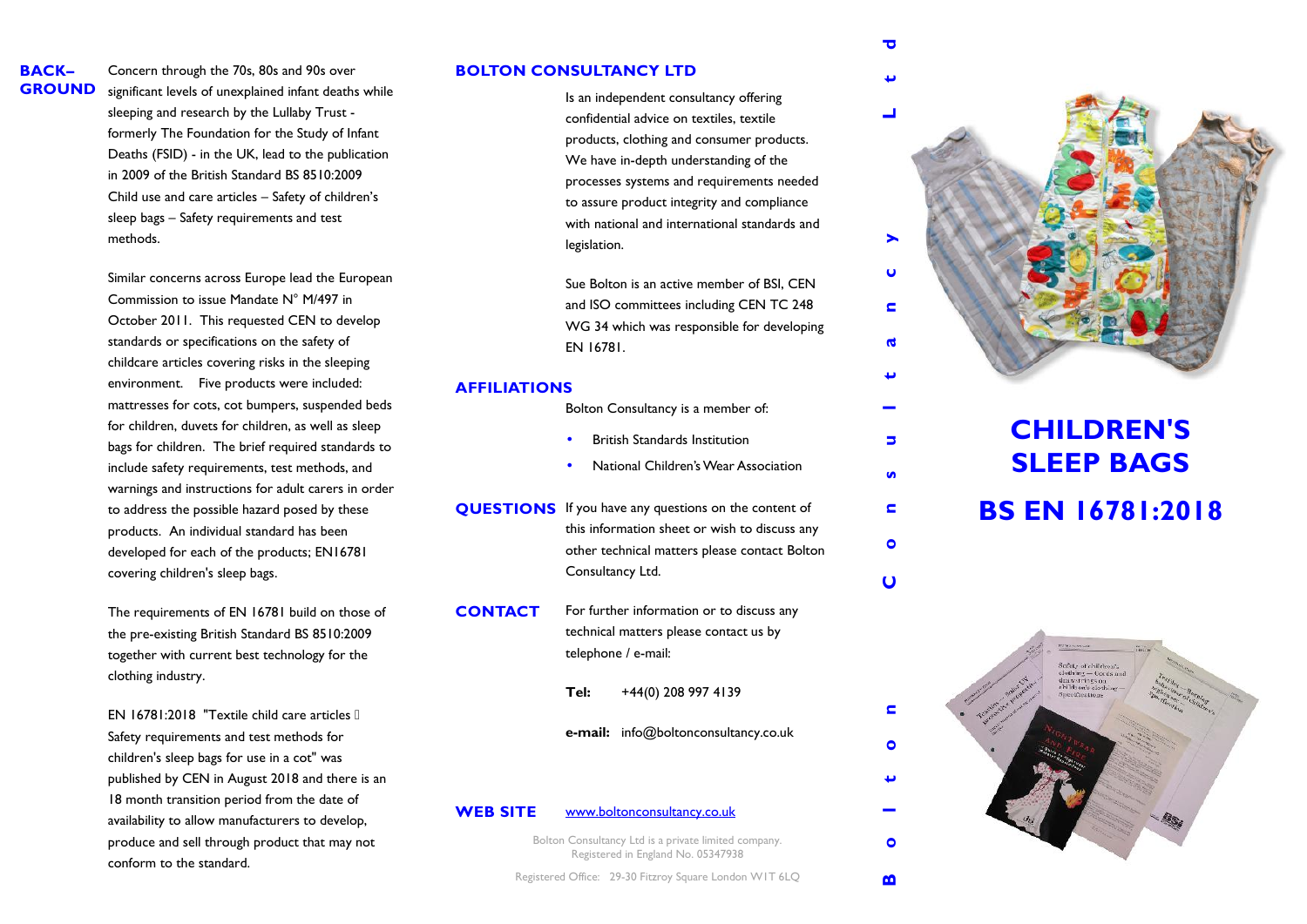# CHILDREN'S SLEEP BAGS

# BS EN 16781:2018

## BACKGROUND

Concern through the 70s, 80s and 90s over significant levels of unexplained infant deaths while sleeping and research by the Lullaby Trust - formerly The Foundation for the Study of Infant Deaths (FSID) - in the UK, lead to the publication in 2009 of the British Standard BS 8510:2009 Child use and care articles – Safety of children's sleep bags – Safety requirements and test methods.

Similar concerns across Europe lead the European Commission to issue Mandate N° M/497 in October 2011. This requested CEN to develop standards or specifications on the safety of childcare articles covering risks in the sleeping environment. Five products were included: mattresses for cots, cot bumpers, suspended beds for children, duvets for children, as well as sleep bags for children. The brief required standards to include safety requirements, test methods, and warnings and instructions for adult carers in order to address the possible hazard posed by these products. An individual standard has been developed for each of the products; EN16781 covering children's sleep bags.

The requirements of EN 16781 build on those of the pre-existing British Standard BS 8510:2009 together with current best technology for the clothing industry.

EN 16781:2018 "Textile child care articles  Safety requirements and test methods for children's sleep bags for use in a cot" was published by CEN in August 2018 and there is an 18 month transition period from the date of availability to allow manufacturers to develop, produce and sell through product that may not conform to the standard.

## BOLTON CONSULTANCY LTD

Is an independent consultancy offering confidential advice on textiles, textile products, clothing and consumer products. We have in-depth understanding of the processes systems and requirements needed to assure product integrity and compliance with national and international standards and legislation.

Sue Bolton is an active member of BSI, CEN and ISO committees including CEN TC 248 WG 34 which was responsible for developing EN 16781.

## AFFILIATIONS

Bolton Consultancy is a member of:

- British Standards Institution
- National Children's Wear Association

## QUESTIONS

If you have any questions on the content of this information sheet or wish to discuss any other technical matters please contact Bolton Consultancy Ltd.

## CONTACT

For further information or to discuss any technical matters please contact us by telephone / e-mail:

**Tel:** +44(0) 208 997 4139

**e-mail:** info@boltonconsultancy.co.uk

## WEB SITE

www.boltonconsultancy.co.uk

Bolton Consultancy Ltd is a private limited company.
Registered in England No. 05347938

Registered Office: 29-30 Fitzroy Square London W1T 6LQ

Bolton Consultancy Ltd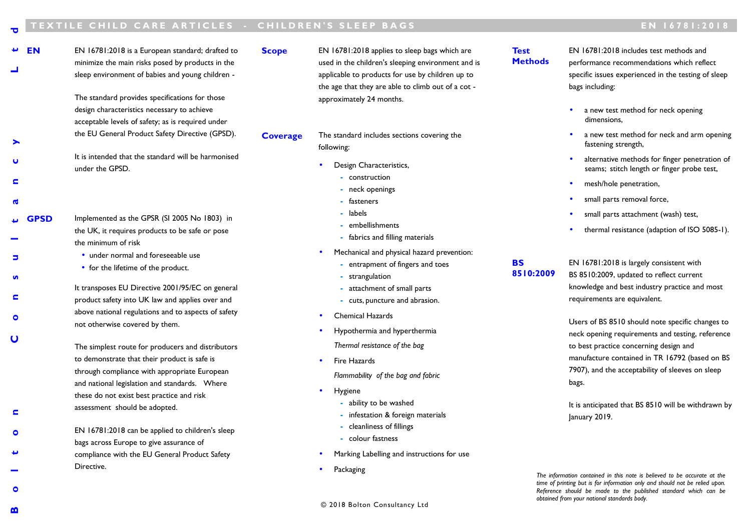# TEXTILE CHILD CARE ARTICLES - CHILDREN'S SLEEP BAGS

## EN 16781:2018

### EN

EN 16781:2018 is a European standard; drafted to minimize the main risks posed by products in the sleep environment of babies and young children -

The standard provides specifications for those design characteristics necessary to achieve acceptable levels of safety; as is required under the EU General Product Safety Directive (GPSD).

It is intended that the standard will be harmonised under the GPSD.

### GPSD

Implemented as the GPSR (SI 2005 No 1803) in the UK, it requires products to be safe or pose the minimum of risk

- under normal and foreseeable use
- for the lifetime of the product.

It transposes EU Directive 2001/95/EC on general product safety into UK law and applies over and above national regulations and to aspects of safety not otherwise covered by them.

The simplest route for producers and distributors to demonstrate that their product is safe is through compliance with appropriate European and national legislation and standards. Where these do not exist best practice and risk assessment should be adopted.

EN 16781:2018 can be applied to children's sleep bags across Europe to give assurance of compliance with the EU General Product Safety Directive.

### Scope

EN 16781:2018 applies to sleep bags which are used in the children's sleeping environment and is applicable to products for use by children up to the age that they are able to climb out of a cot - approximately 24 months.

### Coverage

The standard includes sections covering the following:

- Design Characteristics,
  - construction
  - neck openings
  - fasteners
  - labels
  - embellishments
  - fabrics and filling materials
- Mechanical and physical hazard prevention:
  - entrapment of fingers and toes
  - strangulation
  - attachment of small parts
  - cuts, puncture and abrasion.
- Chemical Hazards
- Hypothermia and hyperthermia

  *Thermal resistance of the bag*
- Fire Hazards

  *Flammability of the bag and fabric*
- Hygiene
  - ability to be washed
  - infestation & foreign materials
  - cleanliness of fillings
  - colour fastness
- Marking Labelling and instructions for use
- Packaging

### Test Methods

EN 16781:2018 includes test methods and performance recommendations which reflect specific issues experienced in the testing of sleep bags including:

- a new test method for neck opening dimensions,
- a new test method for neck and arm opening fastening strength,
- alternative methods for finger penetration of seams; stitch length or finger probe test,
- mesh/hole penetration,
- small parts removal force,
- small parts attachment (wash) test,
- thermal resistance (adaption of ISO 5085-1).

### BS 8510:2009

EN 16781:2018 is largely consistent with BS 8510:2009, updated to reflect current knowledge and best industry practice and most requirements are equivalent.

Users of BS 8510 should note specific changes to neck opening requirements and testing, reference to best practice concerning design and manufacture contained in TR 16792 (based on BS 7907), and the acceptability of sleeves on sleep bags.

It is anticipated that BS 8510 will be withdrawn by January 2019.

*The information contained in this note is believed to be accurate at the time of printing but is for information only and should not be relied upon. Reference should be made to the published standard which can be obtained from your national standards body.*

© 2018 Bolton Consultancy Ltd